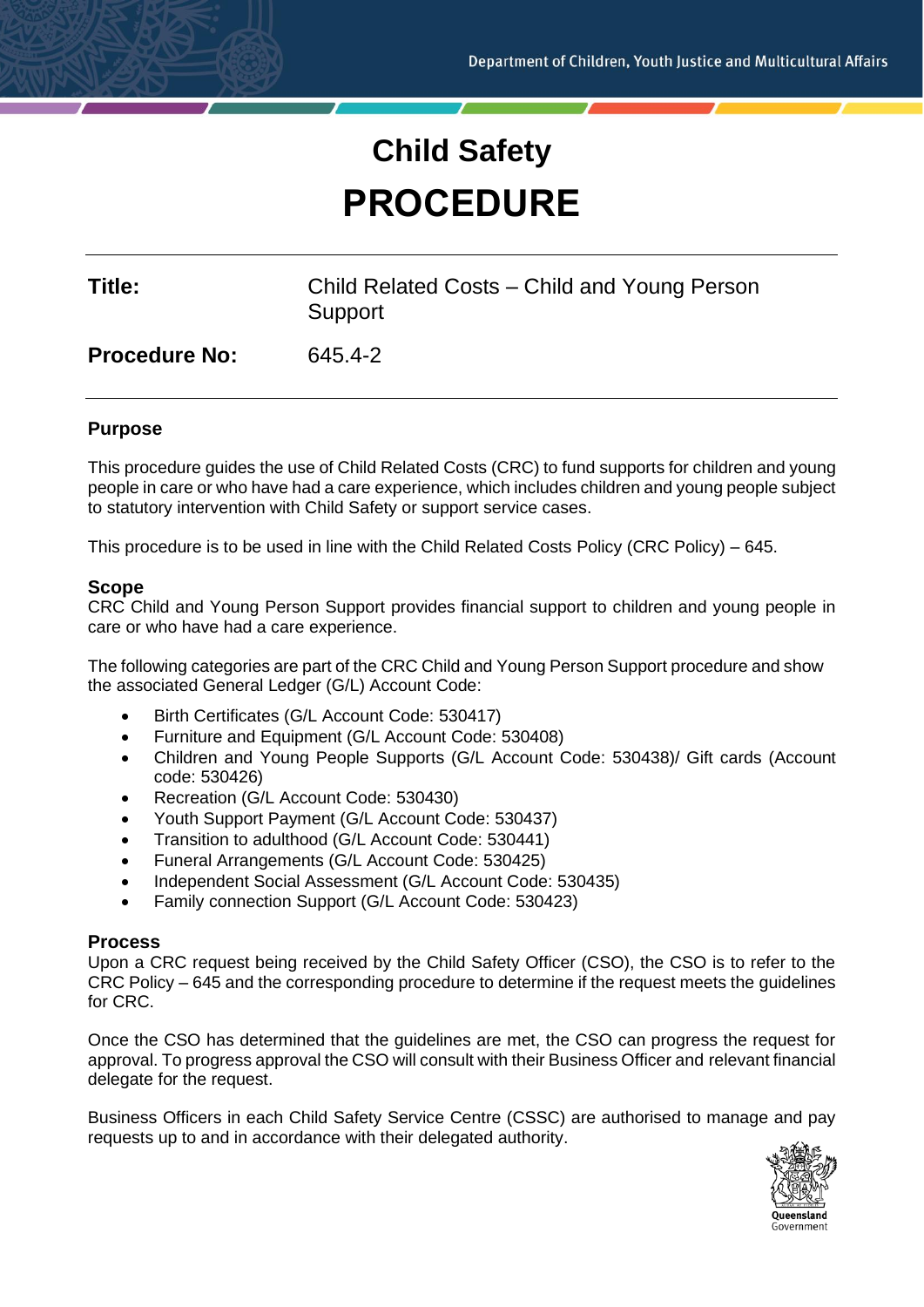Department of Children, Youth Justice and Multicultural Affairs

# Child Safety
# PROCEDURE

| | |
|---|---|
| **Title:** | Child Related Costs – Child and Young Person Support |
| **Procedure No:** | 645.4-2 |

## Purpose

This procedure guides the use of Child Related Costs (CRC) to fund supports for children and young people in care or who have had a care experience, which includes children and young people subject to statutory intervention with Child Safety or support service cases.

This procedure is to be used in line with the Child Related Costs Policy (CRC Policy) – 645.

## Scope

CRC Child and Young Person Support provides financial support to children and young people in care or who have had a care experience.

The following categories are part of the CRC Child and Young Person Support procedure and show the associated General Ledger (G/L) Account Code:

- Birth Certificates (G/L Account Code: 530417)
- Furniture and Equipment (G/L Account Code: 530408)
- Children and Young People Supports (G/L Account Code: 530438)/ Gift cards (Account code: 530426)
- Recreation (G/L Account Code: 530430)
- Youth Support Payment (G/L Account Code: 530437)
- Transition to adulthood (G/L Account Code: 530441)
- Funeral Arrangements (G/L Account Code: 530425)
- Independent Social Assessment (G/L Account Code: 530435)
- Family connection Support (G/L Account Code: 530423)

## Process

Upon a CRC request being received by the Child Safety Officer (CSO), the CSO is to refer to the CRC Policy – 645 and the corresponding procedure to determine if the request meets the guidelines for CRC.

Once the CSO has determined that the guidelines are met, the CSO can progress the request for approval. To progress approval the CSO will consult with their Business Officer and relevant financial delegate for the request.

Business Officers in each Child Safety Service Centre (CSSC) are authorised to manage and pay requests up to and in accordance with their delegated authority.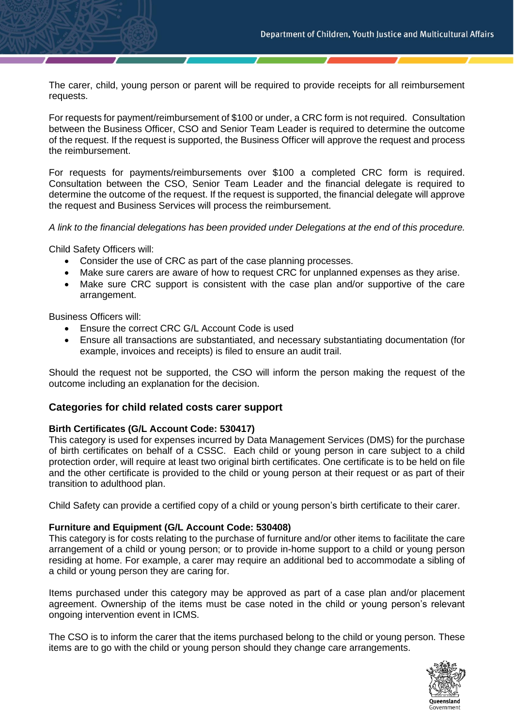The carer, child, young person or parent will be required to provide receipts for all reimbursement requests.

For requests for payment/reimbursement of $100 or under, a CRC form is not required. Consultation between the Business Officer, CSO and Senior Team Leader is required to determine the outcome of the request. If the request is supported, the Business Officer will approve the request and process the reimbursement.

For requests for payments/reimbursements over $100 a completed CRC form is required. Consultation between the CSO, Senior Team Leader and the financial delegate is required to determine the outcome of the request. If the request is supported, the financial delegate will approve the request and Business Services will process the reimbursement.

*A link to the financial delegations has been provided under Delegations at the end of this procedure.*

Child Safety Officers will:

- Consider the use of CRC as part of the case planning processes.
- Make sure carers are aware of how to request CRC for unplanned expenses as they arise.
- Make sure CRC support is consistent with the case plan and/or supportive of the care arrangement.

Business Officers will:

- Ensure the correct CRC G/L Account Code is used
- Ensure all transactions are substantiated, and necessary substantiating documentation (for example, invoices and receipts) is filed to ensure an audit trail.

Should the request not be supported, the CSO will inform the person making the request of the outcome including an explanation for the decision.

## Categories for child related costs carer support

**Birth Certificates (G/L Account Code: 530417)**
This category is used for expenses incurred by Data Management Services (DMS) for the purchase of birth certificates on behalf of a CSSC. Each child or young person in care subject to a child protection order, will require at least two original birth certificates. One certificate is to be held on file and the other certificate is provided to the child or young person at their request or as part of their transition to adulthood plan.

Child Safety can provide a certified copy of a child or young person's birth certificate to their carer.

**Furniture and Equipment (G/L Account Code: 530408)**
This category is for costs relating to the purchase of furniture and/or other items to facilitate the care arrangement of a child or young person; or to provide in-home support to a child or young person residing at home. For example, a carer may require an additional bed to accommodate a sibling of a child or young person they are caring for.

Items purchased under this category may be approved as part of a case plan and/or placement agreement. Ownership of the items must be case noted in the child or young person's relevant ongoing intervention event in ICMS.

The CSO is to inform the carer that the items purchased belong to the child or young person. These items are to go with the child or young person should they change care arrangements.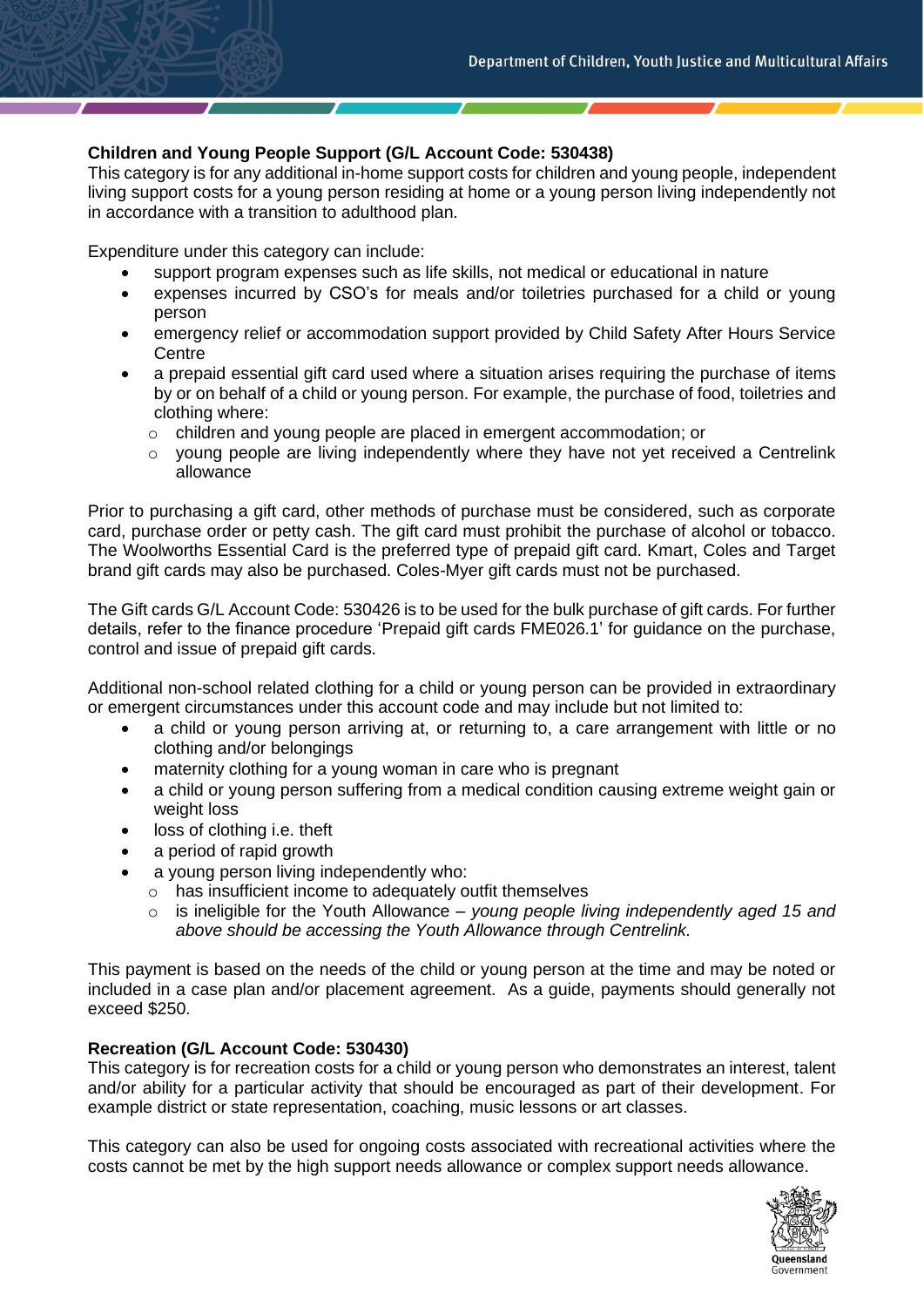**Children and Young People Support (G/L Account Code: 530438)**
This category is for any additional in-home support costs for children and young people, independent living support costs for a young person residing at home or a young person living independently not in accordance with a transition to adulthood plan.

Expenditure under this category can include:

- support program expenses such as life skills, not medical or educational in nature
- expenses incurred by CSO's for meals and/or toiletries purchased for a child or young person
- emergency relief or accommodation support provided by Child Safety After Hours Service Centre
- a prepaid essential gift card used where a situation arises requiring the purchase of items by or on behalf of a child or young person. For example, the purchase of food, toiletries and clothing where:
  - children and young people are placed in emergent accommodation; or
  - young people are living independently where they have not yet received a Centrelink allowance

Prior to purchasing a gift card, other methods of purchase must be considered, such as corporate card, purchase order or petty cash. The gift card must prohibit the purchase of alcohol or tobacco. The Woolworths Essential Card is the preferred type of prepaid gift card. Kmart, Coles and Target brand gift cards may also be purchased. Coles-Myer gift cards must not be purchased.

The Gift cards G/L Account Code: 530426 is to be used for the bulk purchase of gift cards. For further details, refer to the finance procedure 'Prepaid gift cards FME026.1' for guidance on the purchase, control and issue of prepaid gift cards.

Additional non-school related clothing for a child or young person can be provided in extraordinary or emergent circumstances under this account code and may include but not limited to:

- a child or young person arriving at, or returning to, a care arrangement with little or no clothing and/or belongings
- maternity clothing for a young woman in care who is pregnant
- a child or young person suffering from a medical condition causing extreme weight gain or weight loss
- loss of clothing i.e. theft
- a period of rapid growth
- a young person living independently who:
  - has insufficient income to adequately outfit themselves
  - is ineligible for the Youth Allowance – *young people living independently aged 15 and above should be accessing the Youth Allowance through Centrelink.*

This payment is based on the needs of the child or young person at the time and may be noted or included in a case plan and/or placement agreement. As a guide, payments should generally not exceed $250.

**Recreation (G/L Account Code: 530430)**
This category is for recreation costs for a child or young person who demonstrates an interest, talent and/or ability for a particular activity that should be encouraged as part of their development. For example district or state representation, coaching, music lessons or art classes.

This category can also be used for ongoing costs associated with recreational activities where the costs cannot be met by the high support needs allowance or complex support needs allowance.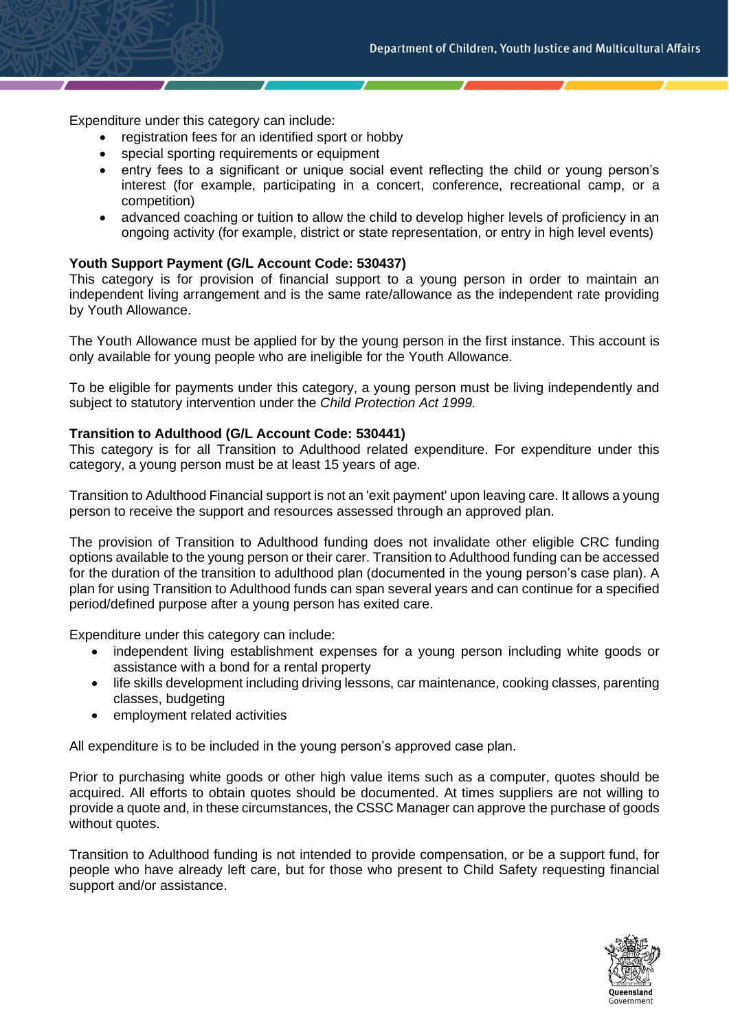Expenditure under this category can include:

- registration fees for an identified sport or hobby
- special sporting requirements or equipment
- entry fees to a significant or unique social event reflecting the child or young person's interest (for example, participating in a concert, conference, recreational camp, or a competition)
- advanced coaching or tuition to allow the child to develop higher levels of proficiency in an ongoing activity (for example, district or state representation, or entry in high level events)

**Youth Support Payment (G/L Account Code: 530437)**
This category is for provision of financial support to a young person in order to maintain an independent living arrangement and is the same rate/allowance as the independent rate providing by Youth Allowance.

The Youth Allowance must be applied for by the young person in the first instance. This account is only available for young people who are ineligible for the Youth Allowance.

To be eligible for payments under this category, a young person must be living independently and subject to statutory intervention under the *Child Protection Act 1999.*

**Transition to Adulthood (G/L Account Code: 530441)**
This category is for all Transition to Adulthood related expenditure. For expenditure under this category, a young person must be at least 15 years of age.

Transition to Adulthood Financial support is not an 'exit payment' upon leaving care. It allows a young person to receive the support and resources assessed through an approved plan.

The provision of Transition to Adulthood funding does not invalidate other eligible CRC funding options available to the young person or their carer. Transition to Adulthood funding can be accessed for the duration of the transition to adulthood plan (documented in the young person's case plan). A plan for using Transition to Adulthood funds can span several years and can continue for a specified period/defined purpose after a young person has exited care.

Expenditure under this category can include:

- independent living establishment expenses for a young person including white goods or assistance with a bond for a rental property
- life skills development including driving lessons, car maintenance, cooking classes, parenting classes, budgeting
- employment related activities

All expenditure is to be included in the young person's approved case plan.

Prior to purchasing white goods or other high value items such as a computer, quotes should be acquired. All efforts to obtain quotes should be documented. At times suppliers are not willing to provide a quote and, in these circumstances, the CSSC Manager can approve the purchase of goods without quotes.

Transition to Adulthood funding is not intended to provide compensation, or be a support fund, for people who have already left care, but for those who present to Child Safety requesting financial support and/or assistance.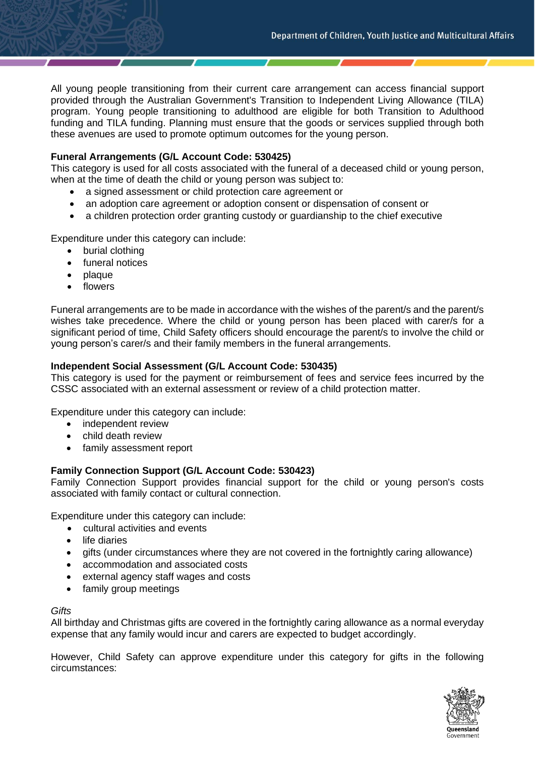All young people transitioning from their current care arrangement can access financial support provided through the Australian Government's Transition to Independent Living Allowance (TILA) program. Young people transitioning to adulthood are eligible for both Transition to Adulthood funding and TILA funding. Planning must ensure that the goods or services supplied through both these avenues are used to promote optimum outcomes for the young person.

**Funeral Arrangements (G/L Account Code: 530425)**
This category is used for all costs associated with the funeral of a deceased child or young person, when at the time of death the child or young person was subject to:

- a signed assessment or child protection care agreement or
- an adoption care agreement or adoption consent or dispensation of consent or
- a children protection order granting custody or guardianship to the chief executive

Expenditure under this category can include:

- burial clothing
- funeral notices
- plaque
- flowers

Funeral arrangements are to be made in accordance with the wishes of the parent/s and the parent/s wishes take precedence. Where the child or young person has been placed with carer/s for a significant period of time, Child Safety officers should encourage the parent/s to involve the child or young person's carer/s and their family members in the funeral arrangements.

**Independent Social Assessment (G/L Account Code: 530435)**
This category is used for the payment or reimbursement of fees and service fees incurred by the CSSC associated with an external assessment or review of a child protection matter.

Expenditure under this category can include:

- independent review
- child death review
- family assessment report

**Family Connection Support (G/L Account Code: 530423)**
Family Connection Support provides financial support for the child or young person's costs associated with family contact or cultural connection.

Expenditure under this category can include:

- cultural activities and events
- life diaries
- gifts (under circumstances where they are not covered in the fortnightly caring allowance)
- accommodation and associated costs
- external agency staff wages and costs
- family group meetings

*Gifts*
All birthday and Christmas gifts are covered in the fortnightly caring allowance as a normal everyday expense that any family would incur and carers are expected to budget accordingly.

However, Child Safety can approve expenditure under this category for gifts in the following circumstances: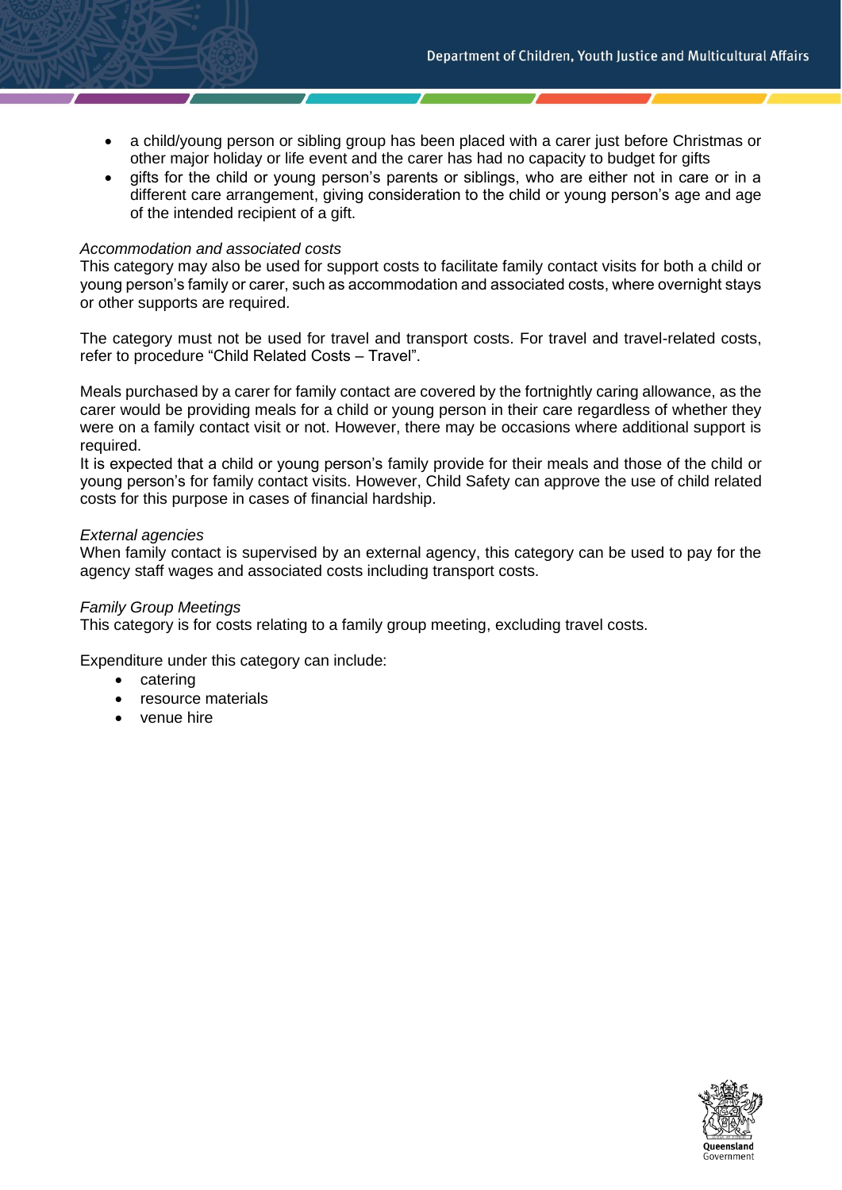- a child/young person or sibling group has been placed with a carer just before Christmas or other major holiday or life event and the carer has had no capacity to budget for gifts
- gifts for the child or young person's parents or siblings, who are either not in care or in a different care arrangement, giving consideration to the child or young person's age and age of the intended recipient of a gift.

*Accommodation and associated costs*

This category may also be used for support costs to facilitate family contact visits for both a child or young person's family or carer, such as accommodation and associated costs, where overnight stays or other supports are required.

The category must not be used for travel and transport costs. For travel and travel-related costs, refer to procedure "Child Related Costs – Travel".

Meals purchased by a carer for family contact are covered by the fortnightly caring allowance, as the carer would be providing meals for a child or young person in their care regardless of whether they were on a family contact visit or not. However, there may be occasions where additional support is required.

It is expected that a child or young person's family provide for their meals and those of the child or young person's for family contact visits. However, Child Safety can approve the use of child related costs for this purpose in cases of financial hardship.

*External agencies*

When family contact is supervised by an external agency, this category can be used to pay for the agency staff wages and associated costs including transport costs.

*Family Group Meetings*

This category is for costs relating to a family group meeting, excluding travel costs.

Expenditure under this category can include:

- catering
- resource materials
- venue hire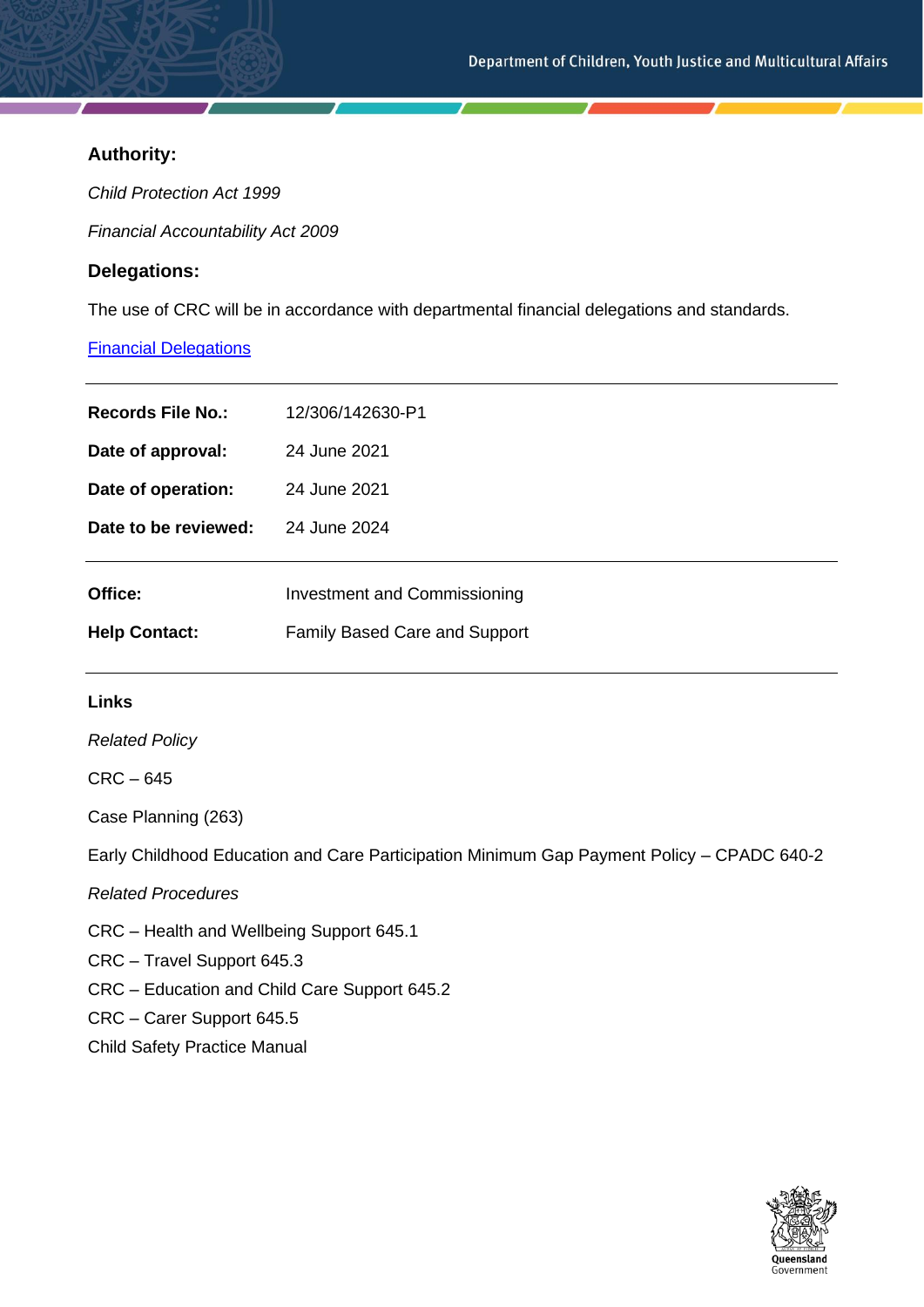### Authority:

*Child Protection Act 1999*

*Financial Accountability Act 2009*

### Delegations:

The use of CRC will be in accordance with departmental financial delegations and standards.

[Financial Delegations]

| | |
|---|---|
| **Records File No.:** | 12/306/142630-P1 |
| **Date of approval:** | 24 June 2021 |
| **Date of operation:** | 24 June 2021 |
| **Date to be reviewed:** | 24 June 2024 |

| | |
|---|---|
| **Office:** | Investment and Commissioning |
| **Help Contact:** | Family Based Care and Support |

**Links**

*Related Policy*

CRC – 645

Case Planning (263)

Early Childhood Education and Care Participation Minimum Gap Payment Policy – CPADC 640-2

*Related Procedures*

CRC – Health and Wellbeing Support 645.1

CRC – Travel Support 645.3

CRC – Education and Child Care Support 645.2

CRC – Carer Support 645.5

Child Safety Practice Manual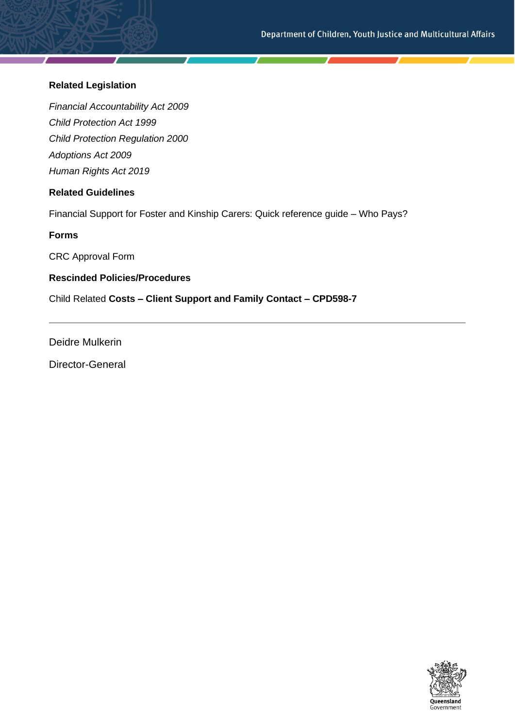**Related Legislation**

*Financial Accountability Act 2009*
*Child Protection Act 1999*
*Child Protection Regulation 2000*
*Adoptions Act 2009*
*Human Rights Act 2019*

**Related Guidelines**

Financial Support for Foster and Kinship Carers: Quick reference guide – Who Pays?

**Forms**

CRC Approval Form

**Rescinded Policies/Procedures**

Child Related **Costs – Client Support and Family Contact – CPD598-7**

---

Deidre Mulkerin

Director-General